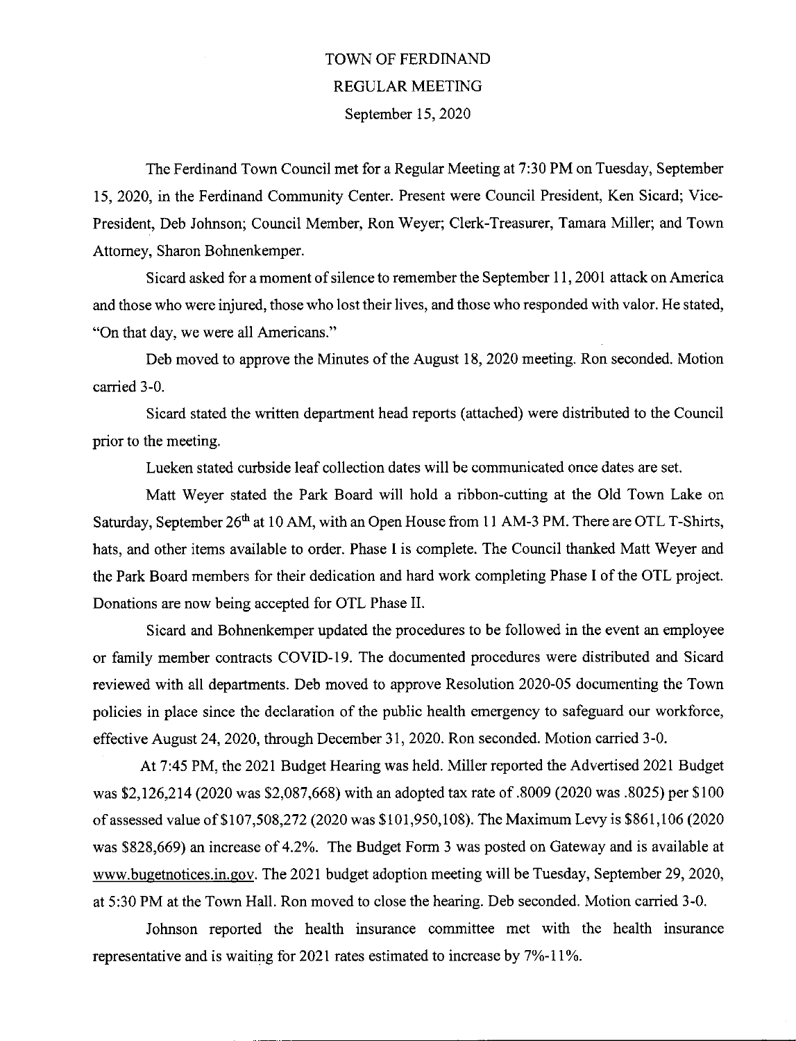# TOWN OF FERDINAND

## REGULAR MEETING

September 15, 2020

The Ferdinand Town Council met for a Regular Meeting at 7:30 PM on Tuesday, September 15, 2020, in the Ferdinand Community Center. Present were Council President, Ken Sicard; Vice-President, Deb Johnson; Council Member, Ron Weyer; Clerk-Treasurer, Tamara Miller; and Town Attorney, Sharon Bohnenkemper.

Sicard asked for a moment of silence to remember the September 11, 2001 attack on America and those who were injured, those who lost their lives, and those who responded with valor. He stated, "On that day, we were all Americans."

Deb moved to approve the Minutes of the August 18, 2020 meeting. Ron seconded. Motion carried 3-0.

Sicard stated the written department head reports (attached) were distributed to the Council prior to the meeting.

Lueken stated curbside leaf collection dates will be communicated once dates are set.

Matt Weyer stated the Park Board will hold a ribbon-cutting at the Old Town Lake on Saturday, September 26th at 10 AM, with an Open House from 11 AM-3 PM. There are OTL T-Shirts, hats, and other items available to order. Phase I is complete. The Council thanked Matt Weyer and the Park Board members for their dedication and hard work completing Phase I of the OTL project. Donations are now being accepted for OTL Phase II.

Sicard and Bohnenkemper updated the procedures to be followed in the event an employee or family member contracts COVID-19. The documented procedures were distributed and Sicard reviewed with all departments. Deb moved to approve Resolution 2020-05 documenting the Town policies in place since the declaration of the public health emergency to safeguard our workforce, effective August 24, 2020, through December 31, 2020. Ron seconded. Motion carried 3-0.

At 7:45 PM, the 2021 Budget Hearing was held. Miller reported the Advertised 2021 Budget was $2,126,214 (2020 was $2,087,668) with an adopted tax rate of .8009 (2020 was .8025) per $100 of assessed value of $107,508,272 (2020 was $101,950,108). The Maximum Levy is $861,106 (2020 was $828,669) an increase of 4.2%. The Budget Form 3 was posted on Gateway and is available at www.bugetnotices.in.gov. The 2021 budget adoption meeting will be Tuesday, September 29, 2020, at 5:30 PM at the Town Hall. Ron moved to close the hearing. Deb seconded. Motion carried 3-0.

Johnson reported the health insurance committee met with the health insurance representative and is waiting for 2021 rates estimated to increase by 7%-11%.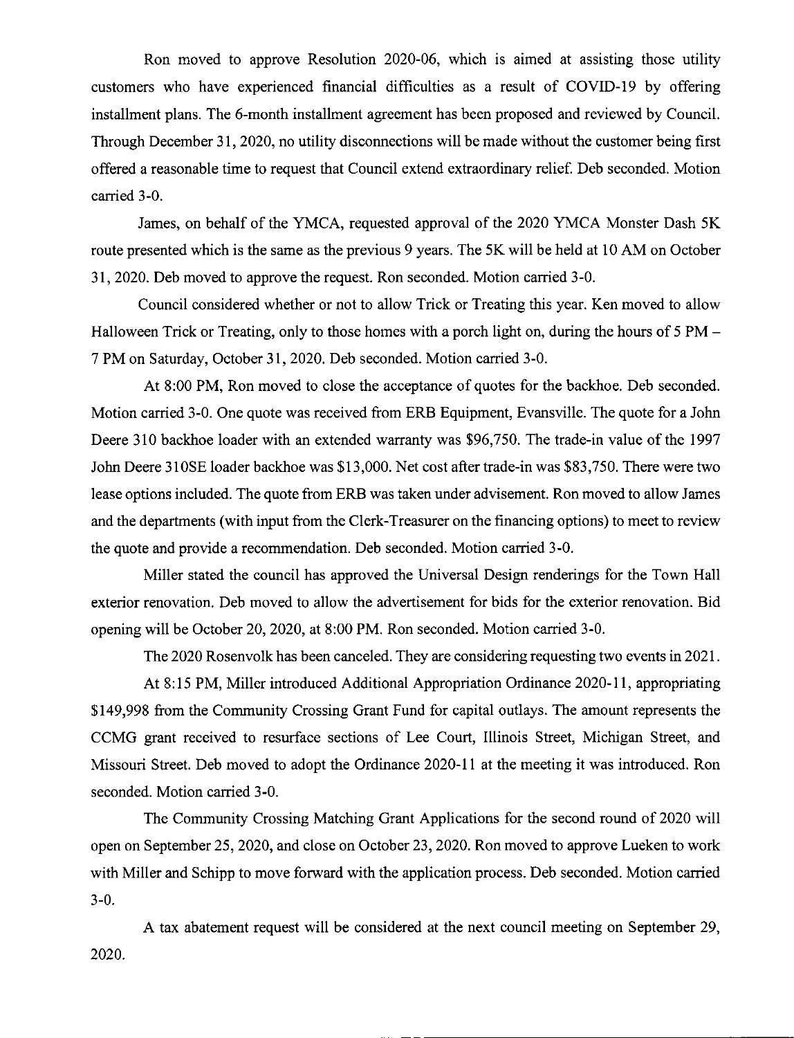Ron moved to approve Resolution 2020-06, which is aimed at assisting those utility customers who have experienced financial difficulties as a result of COVID-19 by offering installment plans. The 6-month installment agreement has been proposed and reviewed by Council. Through December 31, 2020, no utility disconnections will be made without the customer being first offered a reasonable time to request that Council extend extraordinary relief. Deb seconded. Motion carried 3-0.

James, on behalf of the YMCA, requested approval of the 2020 YMCA Monster Dash 5K route presented which is the same as the previous 9 years. The 5K will be held at 10 AM on October 31, 2020. Deb moved to approve the request. Ron seconded. Motion carried 3-0.

Council considered whether or not to allow Trick or Treating this year. Ken moved to allow Halloween Trick or Treating, only to those homes with a porch light on, during the hours of 5 PM – 7 PM on Saturday, October 31, 2020. Deb seconded. Motion carried 3-0.

At 8:00 PM, Ron moved to close the acceptance of quotes for the backhoe. Deb seconded. Motion carried 3-0. One quote was received from ERB Equipment, Evansville. The quote for a John Deere 310 backhoe loader with an extended warranty was $96,750. The trade-in value of the 1997 John Deere 310SE loader backhoe was $13,000. Net cost after trade-in was $83,750. There were two lease options included. The quote from ERB was taken under advisement. Ron moved to allow James and the departments (with input from the Clerk-Treasurer on the financing options) to meet to review the quote and provide a recommendation. Deb seconded. Motion carried 3-0.

Miller stated the council has approved the Universal Design renderings for the Town Hall exterior renovation. Deb moved to allow the advertisement for bids for the exterior renovation. Bid opening will be October 20, 2020, at 8:00 PM. Ron seconded. Motion carried 3-0.

The 2020 Rosenvolk has been canceled. They are considering requesting two events in 2021.

At 8:15 PM, Miller introduced Additional Appropriation Ordinance 2020-11, appropriating $149,998 from the Community Crossing Grant Fund for capital outlays. The amount represents the CCMG grant received to resurface sections of Lee Court, Illinois Street, Michigan Street, and Missouri Street. Deb moved to adopt the Ordinance 2020-11 at the meeting it was introduced. Ron seconded. Motion carried 3-0.

The Community Crossing Matching Grant Applications for the second round of 2020 will open on September 25, 2020, and close on October 23, 2020. Ron moved to approve Lueken to work with Miller and Schipp to move forward with the application process. Deb seconded. Motion carried 3-0.

A tax abatement request will be considered at the next council meeting on September 29, 2020.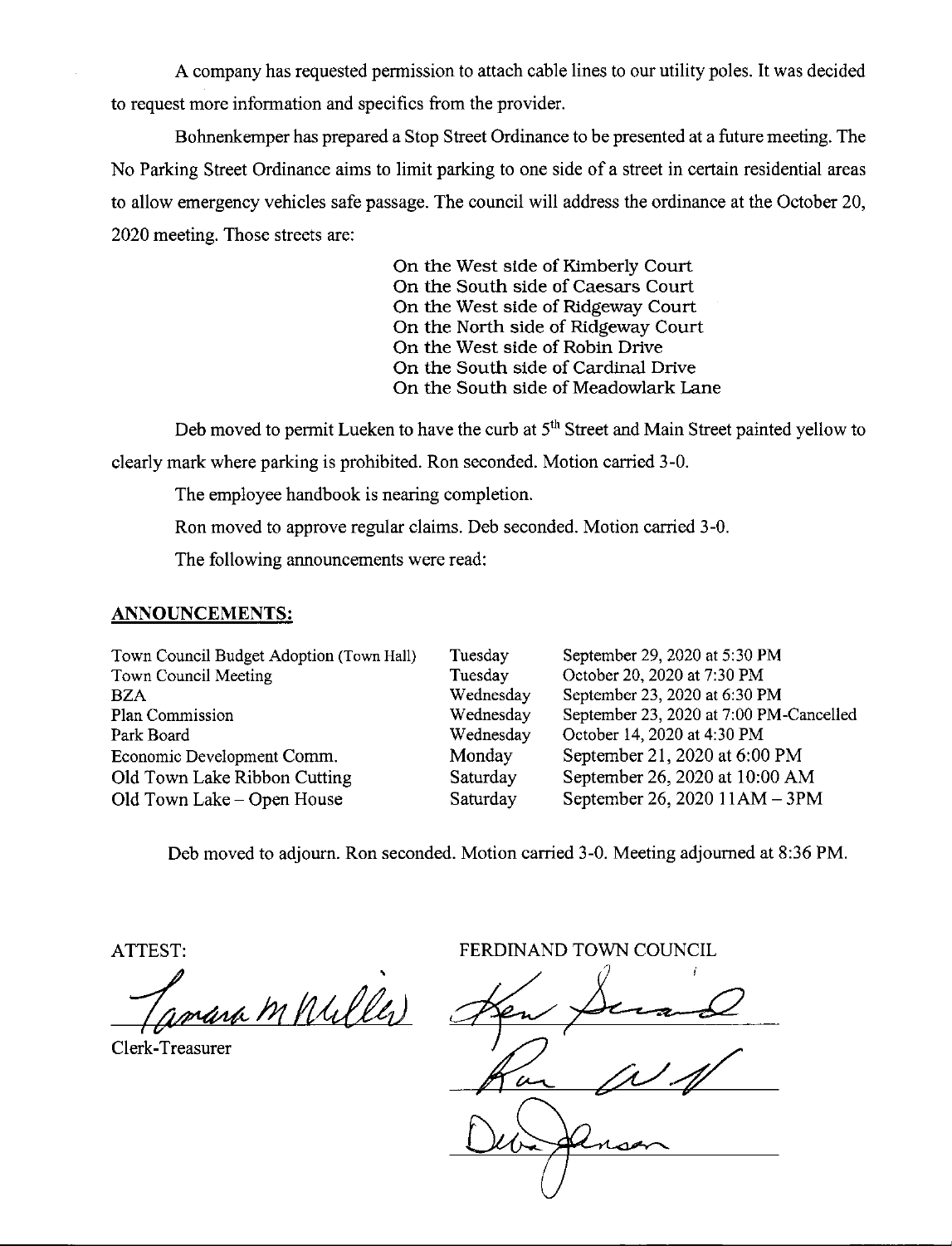A company has requested permission to attach cable lines to our utility poles. It was decided to request more information and specifics from the provider.

Bohnenkemper has prepared a Stop Street Ordinance to be presented at a future meeting. The No Parking Street Ordinance aims to limit parking to one side of a street in certain residential areas to allow emergency vehicles safe passage. The council will address the ordinance at the October 20, 2020 meeting. Those streets are:

On the West side of Kimberly Court
On the South side of Caesars Court
On the West side of Ridgeway Court
On the North side of Ridgeway Court
On the West side of Robin Drive
On the South side of Cardinal Drive
On the South side of Meadowlark Lane

Deb moved to permit Lueken to have the curb at 5th Street and Main Street painted yellow to clearly mark where parking is prohibited. Ron seconded. Motion carried 3-0.

The employee handbook is nearing completion.

Ron moved to approve regular claims. Deb seconded. Motion carried 3-0.

The following announcements were read:

## ANNOUNCEMENTS:

| | | |
|---|---|---|
| Town Council Budget Adoption (Town Hall) | Tuesday | September 29, 2020 at 5:30 PM |
| Town Council Meeting | Tuesday | October 20, 2020 at 7:30 PM |
| BZA | Wednesday | September 23, 2020 at 6:30 PM |
| Plan Commission | Wednesday | September 23, 2020 at 7:00 PM-Cancelled |
| Park Board | Wednesday | October 14, 2020 at 4:30 PM |
| Economic Development Comm. | Monday | September 21, 2020 at 6:00 PM |
| Old Town Lake Ribbon Cutting | Saturday | September 26, 2020 at 10:00 AM |
| Old Town Lake – Open House | Saturday | September 26, 2020 11AM – 3PM |

Deb moved to adjourn. Ron seconded. Motion carried 3-0. Meeting adjourned at 8:36 PM.

ATTEST:

Tamara M Miller

Clerk-Treasurer

FERDINAND TOWN COUNCIL

Ken Sermersheim

Ron Wolf

Debra Johnson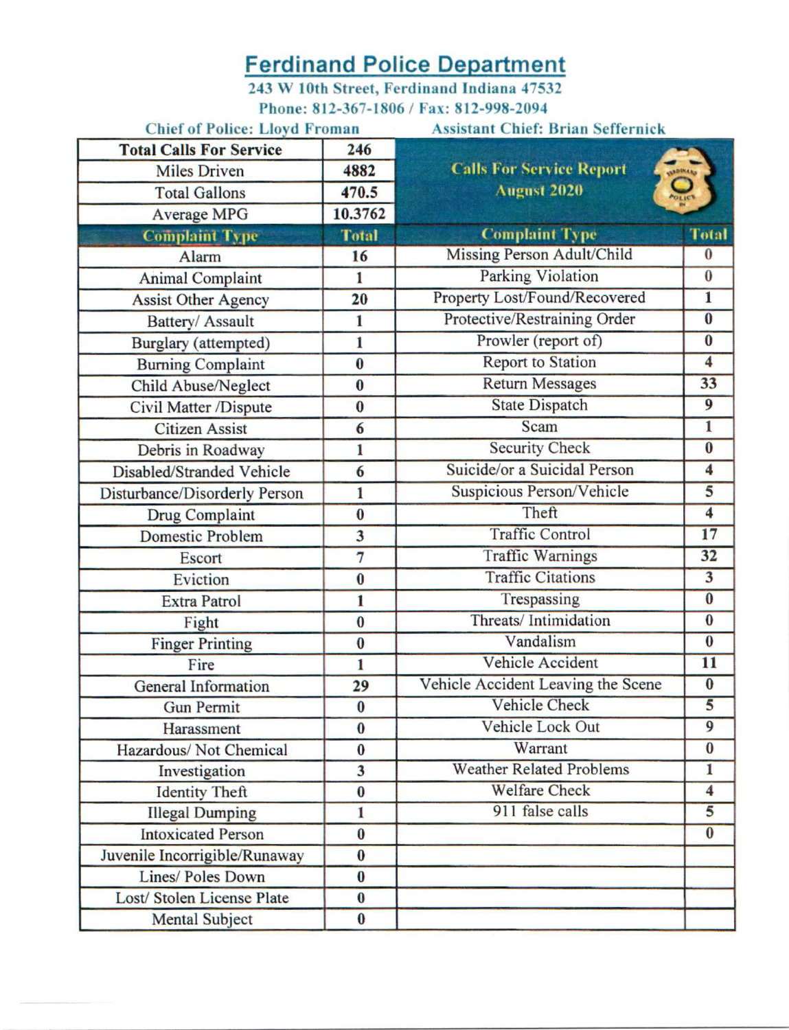# Ferdinand Police Department

**243 W 10th Street, Ferdinand Indiana 47532**

**Phone: 812-367-1806 / Fax: 812-998-2094**

**Chief of Police: Lloyd Froman** **Assistant Chief: Brian Seffernick**

| Total Calls For Service | 246 | Calls For Service Report August 2020 | |
|---|---|---|---|
| Miles Driven | 4882 | | |
| Total Gallons | 470.5 | | |
| Average MPG | 10.3762 | | |
| **Complaint Type** | **Total** | **Complaint Type** | **Total** |
| Alarm | 16 | Missing Person Adult/Child | 0 |
| Animal Complaint | 1 | Parking Violation | 0 |
| Assist Other Agency | 20 | Property Lost/Found/Recovered | 1 |
| Battery/ Assault | 1 | Protective/Restraining Order | 0 |
| Burglary (attempted) | 1 | Prowler (report of) | 0 |
| Burning Complaint | 0 | Report to Station | 4 |
| Child Abuse/Neglect | 0 | Return Messages | 33 |
| Civil Matter /Dispute | 0 | State Dispatch | 9 |
| Citizen Assist | 6 | Scam | 1 |
| Debris in Roadway | 1 | Security Check | 0 |
| Disabled/Stranded Vehicle | 6 | Suicide/or a Suicidal Person | 4 |
| Disturbance/Disorderly Person | 1 | Suspicious Person/Vehicle | 5 |
| Drug Complaint | 0 | Theft | 4 |
| Domestic Problem | 3 | Traffic Control | 17 |
| Escort | 7 | Traffic Warnings | 32 |
| Eviction | 0 | Traffic Citations | 3 |
| Extra Patrol | 1 | Trespassing | 0 |
| Fight | 0 | Threats/ Intimidation | 0 |
| Finger Printing | 0 | Vandalism | 0 |
| Fire | 1 | Vehicle Accident | 11 |
| General Information | 29 | Vehicle Accident Leaving the Scene | 0 |
| Gun Permit | 0 | Vehicle Check | 5 |
| Harassment | 0 | Vehicle Lock Out | 9 |
| Hazardous/ Not Chemical | 0 | Warrant | 0 |
| Investigation | 3 | Weather Related Problems | 1 |
| Identity Theft | 0 | Welfare Check | 4 |
| Illegal Dumping | 1 | 911 false calls | 5 |
| Intoxicated Person | 0 | | 0 |
| Juvenile Incorrigible/Runaway | 0 | | |
| Lines/ Poles Down | 0 | | |
| Lost/ Stolen License Plate | 0 | | |
| Mental Subject | 0 | | |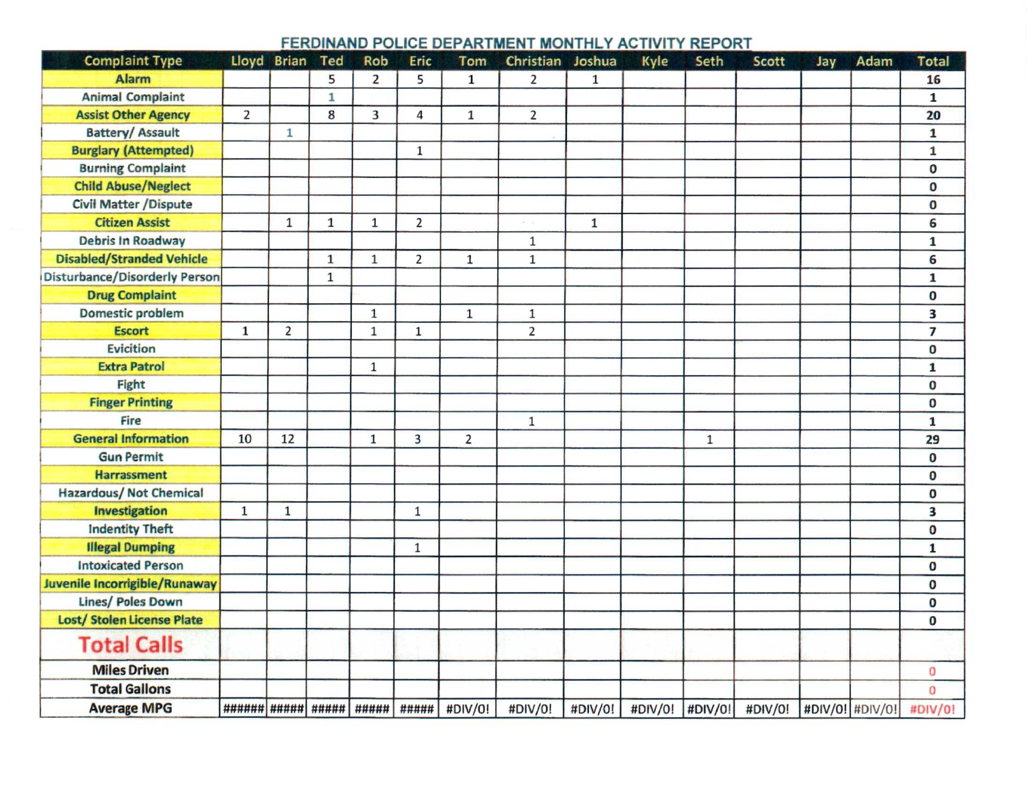# FERDINAND POLICE DEPARTMENT MONTHLY ACTIVITY REPORT

| Complaint Type | Lloyd | Brian | Ted | Rob | Eric | Tom | Christian | Joshua | Kyle | Seth | Scott | Jay | Adam | Total |
|---|---|---|---|---|---|---|---|---|---|---|---|---|---|---|
| Alarm | | | 5 | 2 | 5 | 1 | 2 | 1 | | | | | | 16 |
| Animal Complaint | | | 1 | | | | | | | | | | | 1 |
| Assist Other Agency | 2 | | 8 | 3 | 4 | 1 | 2 | | | | | | | 20 |
| Battery/ Assault | | 1 | | | | | | | | | | | | 1 |
| Burglary (Attempted) | | | | | 1 | | | | | | | | | 1 |
| Burning Complaint | | | | | | | | | | | | | | 0 |
| Child Abuse/Neglect | | | | | | | | | | | | | | 0 |
| Civil Matter /Dispute | | | | | | | | | | | | | | 0 |
| Citizen Assist | | 1 | 1 | 1 | 2 | | | 1 | | | | | | 6 |
| Debris In Roadway | | | | | | | 1 | | | | | | | 1 |
| Disabled/Stranded Vehicle | | | 1 | 1 | 2 | 1 | 1 | | | | | | | 6 |
| Disturbance/Disorderly Person | | | 1 | | | | | | | | | | | 1 |
| Drug Complaint | | | | | | | | | | | | | | 0 |
| Domestic problem | | | | 1 | | 1 | 1 | | | | | | | 3 |
| Escort | 1 | 2 | | 1 | 1 | | 2 | | | | | | | 7 |
| Eviciition | | | | | | | | | | | | | | 0 |
| Extra Patrol | | | | 1 | | | | | | | | | | 1 |
| Fight | | | | | | | | | | | | | | 0 |
| Finger Printing | | | | | | | | | | | | | | 0 |
| Fire | | | | | | | 1 | | | | | | | 1 |
| General Information | 10 | 12 | | 1 | 3 | 2 | | | | 1 | | | | 29 |
| Gun Permit | | | | | | | | | | | | | | 0 |
| Harrassment | | | | | | | | | | | | | | 0 |
| Hazardous/ Not Chemical | | | | | | | | | | | | | | 0 |
| Investigation | 1 | 1 | | | 1 | | | | | | | | | 3 |
| Indentity Theft | | | | | | | | | | | | | | 0 |
| Illegal Dumping | | | | | 1 | | | | | | | | | 1 |
| Intoxicated Person | | | | | | | | | | | | | | 0 |
| Juvenile Incorrigible/Runaway | | | | | | | | | | | | | | 0 |
| Lines/ Poles Down | | | | | | | | | | | | | | 0 |
| Lost/ Stolen License Plate | | | | | | | | | | | | | | 0 |
| **Total Calls** | | | | | | | | | | | | | | |
| Miles Driven | | | | | | | | | | | | | | 0 |
| Total Gallons | | | | | | | | | | | | | | 0 |
| Average MPG | ###### | ##### | ##### | ##### | ##### | #DIV/0! | #DIV/0! | #DIV/0! | #DIV/0! | #DIV/0! | #DIV/0! | #DIV/0! | #DIV/0! | #DIV/0! |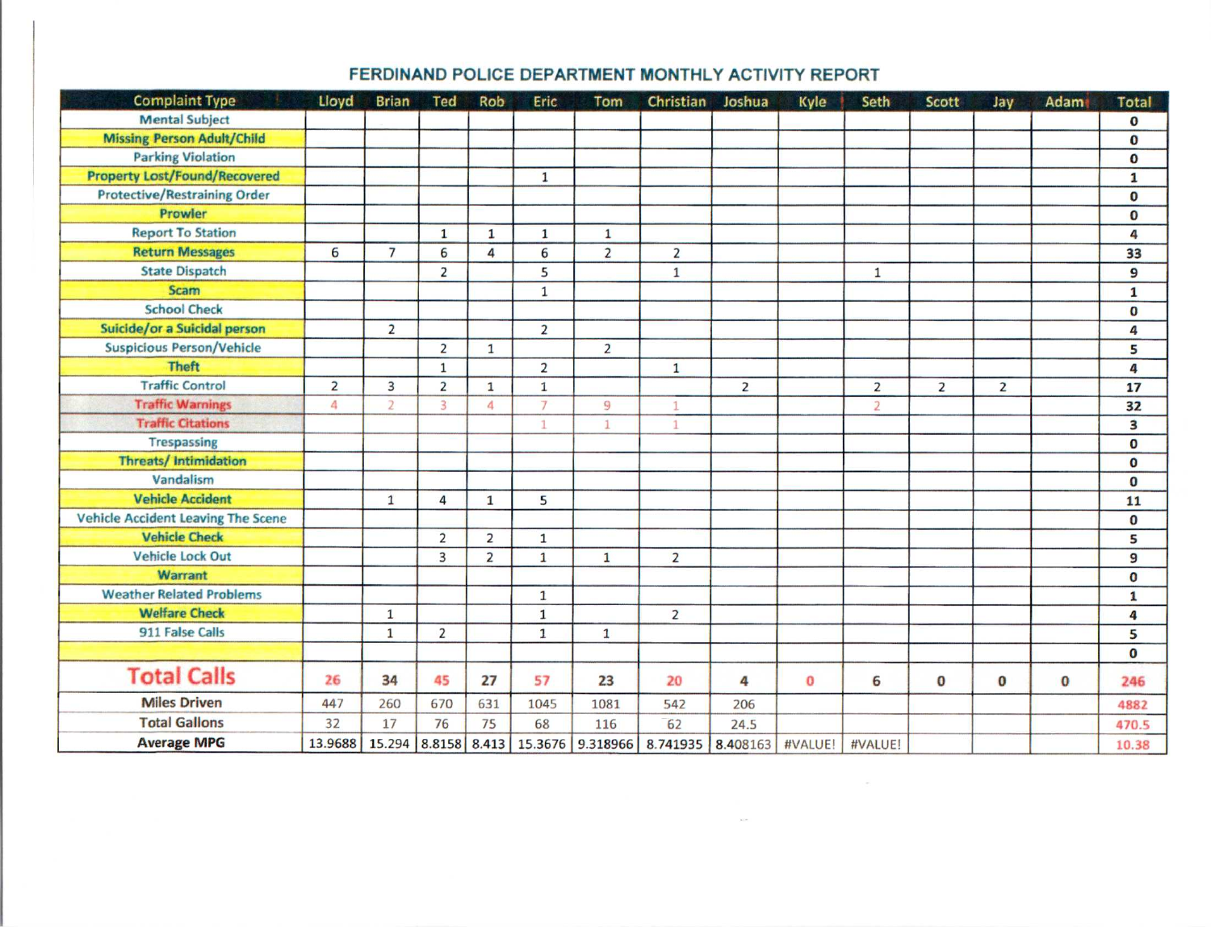## FERDINAND POLICE DEPARTMENT MONTHLY ACTIVITY REPORT

| Complaint Type | Lloyd | Brian | Ted | Rob | Eric | Tom | Christian | Joshua | Kyle | Seth | Scott | Jay | Adam | Total |
|---|---|---|---|---|---|---|---|---|---|---|---|---|---|---|
| Mental Subject | | | | | | | | | | | | | | 0 |
| Missing Person Adult/Child | | | | | | | | | | | | | | 0 |
| Parking Violation | | | | | | | | | | | | | | 0 |
| Property Lost/Found/Recovered | | | | | 1 | | | | | | | | | 1 |
| Protective/Restraining Order | | | | | | | | | | | | | | 0 |
| Prowler | | | | | | | | | | | | | | 0 |
| Report To Station | | | 1 | 1 | 1 | 1 | | | | | | | | 4 |
| Return Messages | 6 | 7 | 6 | 4 | 6 | 2 | 2 | | | | | | | 33 |
| State Dispatch | | | 2 | | 5 | | 1 | | | 1 | | | | 9 |
| Scam | | | | | 1 | | | | | | | | | 1 |
| School Check | | | | | | | | | | | | | | 0 |
| Suicide/or a Suicidal person | | 2 | | | 2 | | | | | | | | | 4 |
| Suspicious Person/Vehicle | | | 2 | 1 | | 2 | | | | | | | | 5 |
| Theft | | | 1 | | 2 | | 1 | | | | | | | 4 |
| Traffic Control | 2 | 3 | 2 | 1 | 1 | | | 2 | | 2 | 2 | 2 | | 17 |
| Traffic Warnings | 4 | 2 | 3 | 4 | 7 | 9 | 1 | | | 2 | | | | 32 |
| Traffic Citations | | | | | 1 | 1 | 1 | | | | | | | 3 |
| Trespassing | | | | | | | | | | | | | | 0 |
| Threats/ Intimidation | | | | | | | | | | | | | | 0 |
| Vandalism | | | | | | | | | | | | | | 0 |
| Vehicle Accident | | 1 | 4 | 1 | 5 | | | | | | | | | 11 |
| Vehicle Accident Leaving The Scene | | | | | | | | | | | | | | 0 |
| Vehicle Check | | | 2 | 2 | 1 | | | | | | | | | 5 |
| Vehicle Lock Out | | | 3 | 2 | 1 | 1 | 2 | | | | | | | 9 |
| Warrant | | | | | | | | | | | | | | 0 |
| Weather Related Problems | | | | | 1 | | | | | | | | | 1 |
| Welfare Check | | 1 | | | 1 | | 2 | | | | | | | 4 |
| 911 False Calls | | 1 | 2 | | 1 | 1 | | | | | | | | 5 |
| | | | | | | | | | | | | | | 0 |
| **Total Calls** | 26 | 34 | 45 | 27 | 57 | 23 | 20 | 4 | 0 | 6 | 0 | 0 | 0 | 246 |
| **Miles Driven** | 447 | 260 | 670 | 631 | 1045 | 1081 | 542 | 206 | | | | | | 4882 |
| **Total Gallons** | 32 | 17 | 76 | 75 | 68 | 116 | 62 | 24.5 | | | | | | 470.5 |
| **Average MPG** | 13.9688 | 15.294 | 8.8158 | 8.413 | 15.3676 | 9.318966 | 8.741935 | 8.408163 | #VALUE! | #VALUE! | | | | 10.38 |